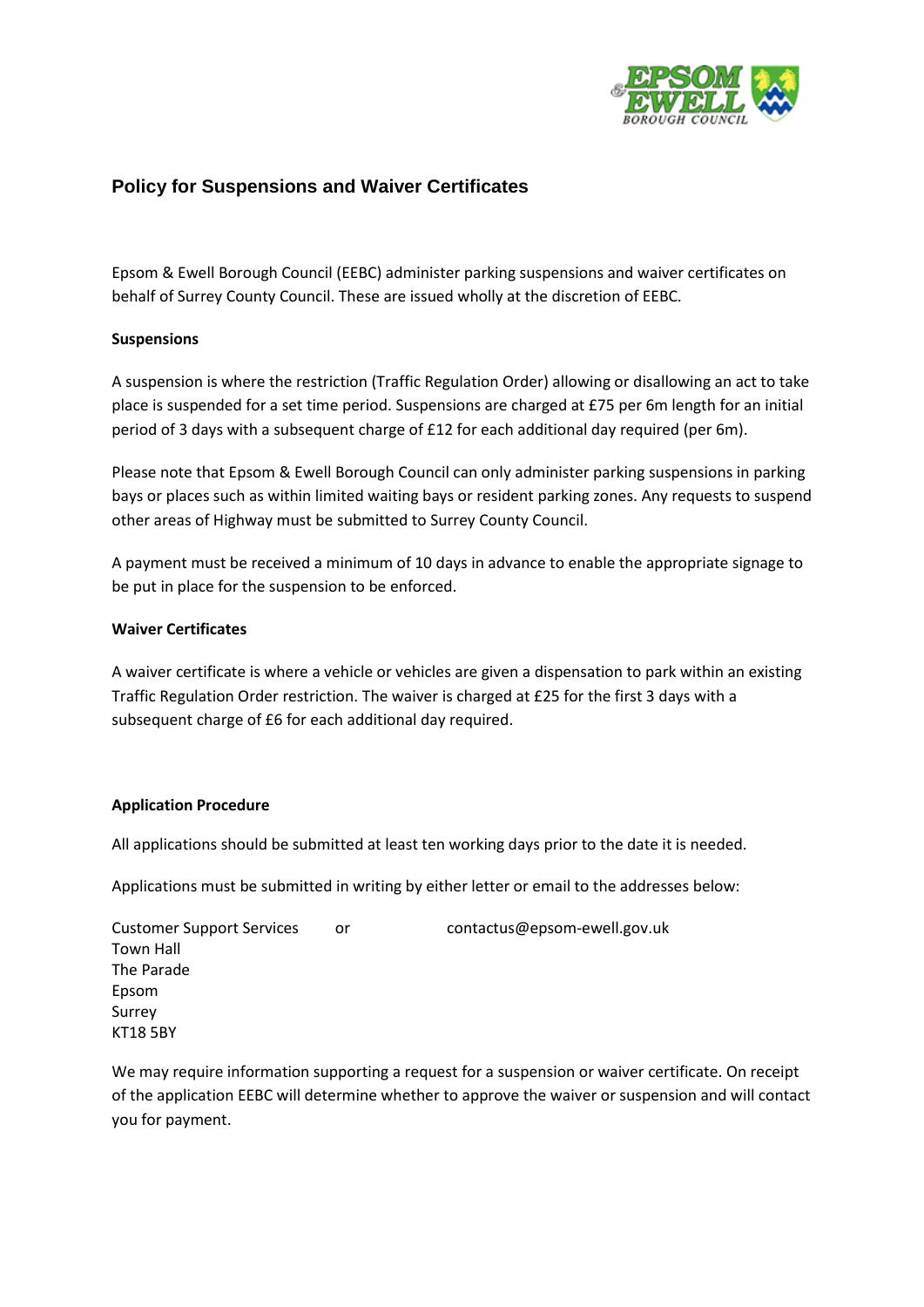# Policy for Suspensions and Waiver Certificates

Epsom & Ewell Borough Council (EEBC) administer parking suspensions and waiver certificates on behalf of Surrey County Council. These are issued wholly at the discretion of EEBC.

**Suspensions**

A suspension is where the restriction (Traffic Regulation Order) allowing or disallowing an act to take place is suspended for a set time period. Suspensions are charged at £75 per 6m length for an initial period of 3 days with a subsequent charge of £12 for each additional day required (per 6m).

Please note that Epsom & Ewell Borough Council can only administer parking suspensions in parking bays or places such as within limited waiting bays or resident parking zones. Any requests to suspend other areas of Highway must be submitted to Surrey County Council.

A payment must be received a minimum of 10 days in advance to enable the appropriate signage to be put in place for the suspension to be enforced.

**Waiver Certificates**

A waiver certificate is where a vehicle or vehicles are given a dispensation to park within an existing Traffic Regulation Order restriction. The waiver is charged at £25 for the first 3 days with a subsequent charge of £6 for each additional day required.

**Application Procedure**

All applications should be submitted at least ten working days prior to the date it is needed.

Applications must be submitted in writing by either letter or email to the addresses below:

Customer Support Services  
Town Hall  
The Parade  
Epsom  
Surrey  
KT18 5BY

or

contactus@epsom-ewell.gov.uk

We may require information supporting a request for a suspension or waiver certificate. On receipt of the application EEBC will determine whether to approve the waiver or suspension and will contact you for payment.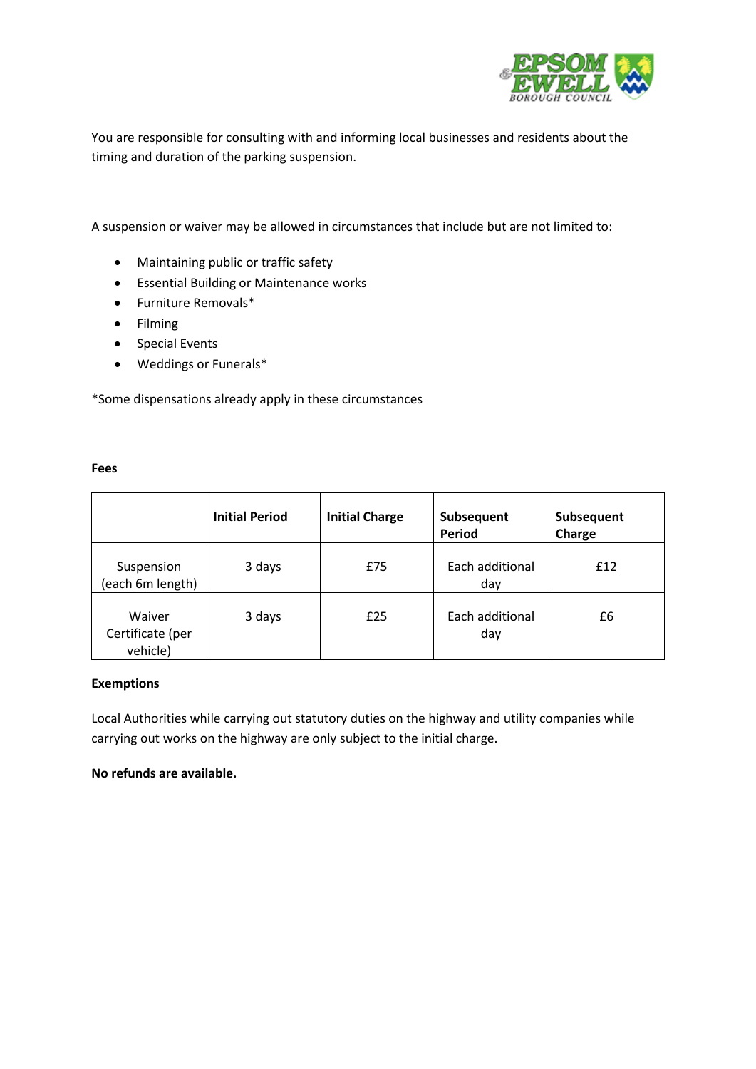You are responsible for consulting with and informing local businesses and residents about the timing and duration of the parking suspension.

A suspension or waiver may be allowed in circumstances that include but are not limited to:

- Maintaining public or traffic safety
- Essential Building or Maintenance works
- Furniture Removals*
- Filming
- Special Events
- Weddings or Funerals*

*Some dispensations already apply in these circumstances

**Fees**

| | **Initial Period** | **Initial Charge** | **Subsequent Period** | **Subsequent Charge** |
|---|---|---|---|---|
| Suspension (each 6m length) | 3 days | £75 | Each additional day | £12 |
| Waiver Certificate (per vehicle) | 3 days | £25 | Each additional day | £6 |

**Exemptions**

Local Authorities while carrying out statutory duties on the highway and utility companies while carrying out works on the highway are only subject to the initial charge.

**No refunds are available.**